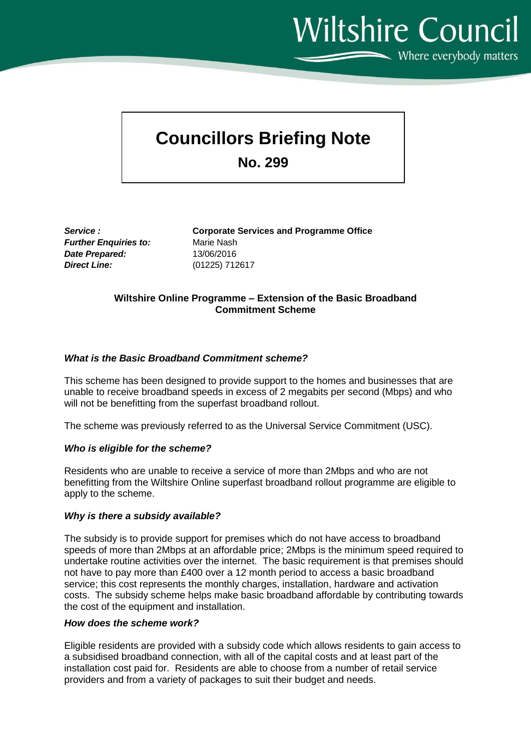# Councillors Briefing Note

## No. 299

***Service :*** **Corporate Services and Programme Office**
***Further Enquiries to:*** Marie Nash
***Date Prepared:*** 13/06/2016
***Direct Line:*** (01225) 712617

**Wiltshire Online Programme – Extension of the Basic Broadband Commitment Scheme**

### *What is the Basic Broadband Commitment scheme?*

This scheme has been designed to provide support to the homes and businesses that are unable to receive broadband speeds in excess of 2 megabits per second (Mbps) and who will not be benefitting from the superfast broadband rollout.

The scheme was previously referred to as the Universal Service Commitment (USC).

### *Who is eligible for the scheme?*

Residents who are unable to receive a service of more than 2Mbps and who are not benefitting from the Wiltshire Online superfast broadband rollout programme are eligible to apply to the scheme.

### *Why is there a subsidy available?*

The subsidy is to provide support for premises which do not have access to broadband speeds of more than 2Mbps at an affordable price; 2Mbps is the minimum speed required to undertake routine activities over the internet. The basic requirement is that premises should not have to pay more than £400 over a 12 month period to access a basic broadband service; this cost represents the monthly charges, installation, hardware and activation costs. The subsidy scheme helps make basic broadband affordable by contributing towards the cost of the equipment and installation.

### *How does the scheme work?*

Eligible residents are provided with a subsidy code which allows residents to gain access to a subsidised broadband connection, with all of the capital costs and at least part of the installation cost paid for. Residents are able to choose from a number of retail service providers and from a variety of packages to suit their budget and needs.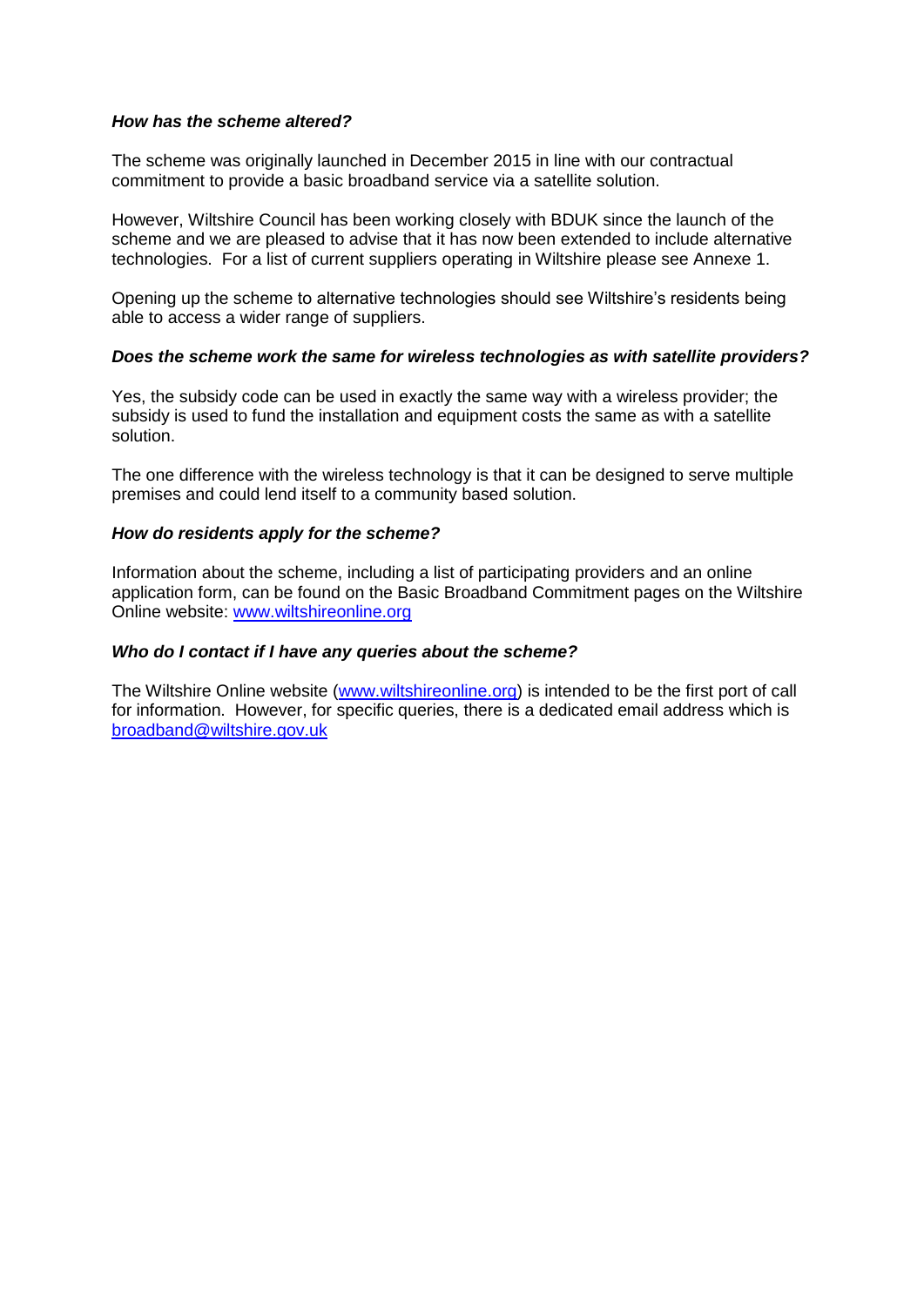***How has the scheme altered?***

The scheme was originally launched in December 2015 in line with our contractual commitment to provide a basic broadband service via a satellite solution.

However, Wiltshire Council has been working closely with BDUK since the launch of the scheme and we are pleased to advise that it has now been extended to include alternative technologies. For a list of current suppliers operating in Wiltshire please see Annexe 1.

Opening up the scheme to alternative technologies should see Wiltshire's residents being able to access a wider range of suppliers.

***Does the scheme work the same for wireless technologies as with satellite providers?***

Yes, the subsidy code can be used in exactly the same way with a wireless provider; the subsidy is used to fund the installation and equipment costs the same as with a satellite solution.

The one difference with the wireless technology is that it can be designed to serve multiple premises and could lend itself to a community based solution.

***How do residents apply for the scheme?***

Information about the scheme, including a list of participating providers and an online application form, can be found on the Basic Broadband Commitment pages on the Wiltshire Online website: [www.wiltshireonline.org](http://www.wiltshireonline.org)

***Who do I contact if I have any queries about the scheme?***

The Wiltshire Online website ([www.wiltshireonline.org](http://www.wiltshireonline.org)) is intended to be the first port of call for information. However, for specific queries, there is a dedicated email address which is [broadband@wiltshire.gov.uk](mailto:broadband@wiltshire.gov.uk)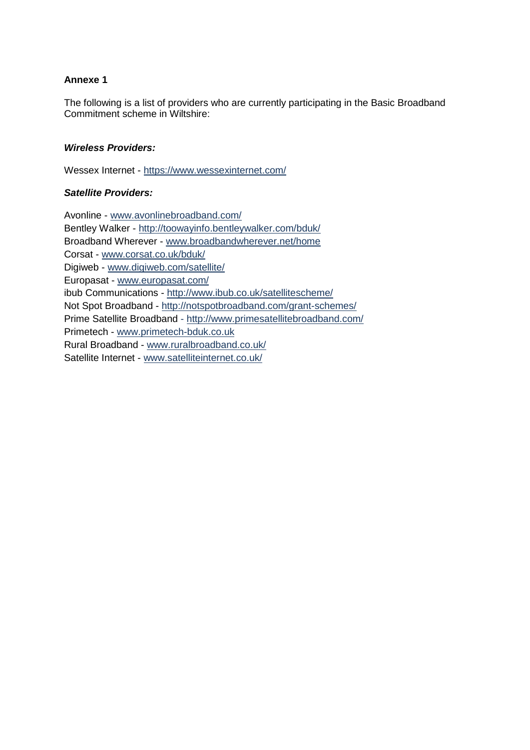**Annexe 1**

The following is a list of providers who are currently participating in the Basic Broadband Commitment scheme in Wiltshire:

***Wireless Providers:***

Wessex Internet - https://www.wessexinternet.com/

***Satellite Providers:***

Avonline - www.avonlinebroadband.com/
Bentley Walker - http://toowayinfo.bentleywalker.com/bduk/
Broadband Wherever - www.broadbandwherever.net/home
Corsat - www.corsat.co.uk/bduk/
Digiweb - www.digiweb.com/satellite/
Europasat - www.europasat.com/
ibub Communications - http://www.ibub.co.uk/satellitescheme/
Not Spot Broadband - http://notspotbroadband.com/grant-schemes/
Prime Satellite Broadband - http://www.primesatellitebroadband.com/
Primetech - www.primetech-bduk.co.uk
Rural Broadband - www.ruralbroadband.co.uk/
Satellite Internet - www.satelliteinternet.co.uk/